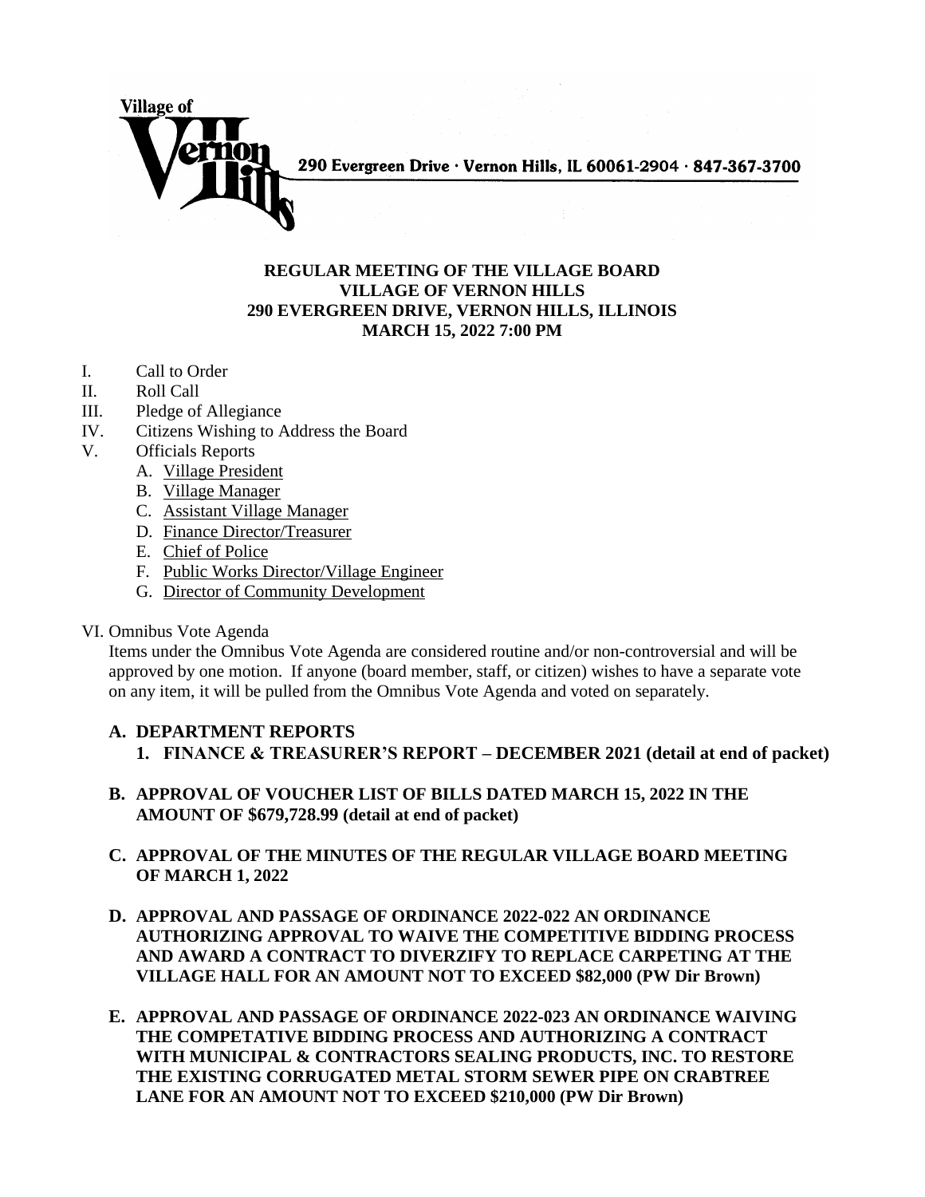Village of Vernon Hills 290 Evergreen Drive · Vernon Hills, IL 60061-2904 · 847-367-3700

**REGULAR MEETING OF THE VILLAGE BOARD**
**VILLAGE OF VERNON HILLS**
**290 EVERGREEN DRIVE, VERNON HILLS, ILLINOIS**
**MARCH 15, 2022 7:00 PM**

I. Call to Order
II. Roll Call
III. Pledge of Allegiance
IV. Citizens Wishing to Address the Board
V. Officials Reports
   A. Village President
   B. Village Manager
   C. Assistant Village Manager
   D. Finance Director/Treasurer
   E. Chief of Police
   F. Public Works Director/Village Engineer
   G. Director of Community Development

VI. Omnibus Vote Agenda

Items under the Omnibus Vote Agenda are considered routine and/or non-controversial and will be approved by one motion. If anyone (board member, staff, or citizen) wishes to have a separate vote on any item, it will be pulled from the Omnibus Vote Agenda and voted on separately.

**A. DEPARTMENT REPORTS**
   **1. FINANCE & TREASURER'S REPORT – DECEMBER 2021 (detail at end of packet)**

**B. APPROVAL OF VOUCHER LIST OF BILLS DATED MARCH 15, 2022 IN THE AMOUNT OF $679,728.99 (detail at end of packet)**

**C. APPROVAL OF THE MINUTES OF THE REGULAR VILLAGE BOARD MEETING OF MARCH 1, 2022**

**D. APPROVAL AND PASSAGE OF ORDINANCE 2022-022 AN ORDINANCE AUTHORIZING APPROVAL TO WAIVE THE COMPETITIVE BIDDING PROCESS AND AWARD A CONTRACT TO DIVERZIFY TO REPLACE CARPETING AT THE VILLAGE HALL FOR AN AMOUNT NOT TO EXCEED $82,000 (PW Dir Brown)**

**E. APPROVAL AND PASSAGE OF ORDINANCE 2022-023 AN ORDINANCE WAIVING THE COMPETATIVE BIDDING PROCESS AND AUTHORIZING A CONTRACT WITH MUNICIPAL & CONTRACTORS SEALING PRODUCTS, INC. TO RESTORE THE EXISTING CORRUGATED METAL STORM SEWER PIPE ON CRABTREE LANE FOR AN AMOUNT NOT TO EXCEED $210,000 (PW Dir Brown)**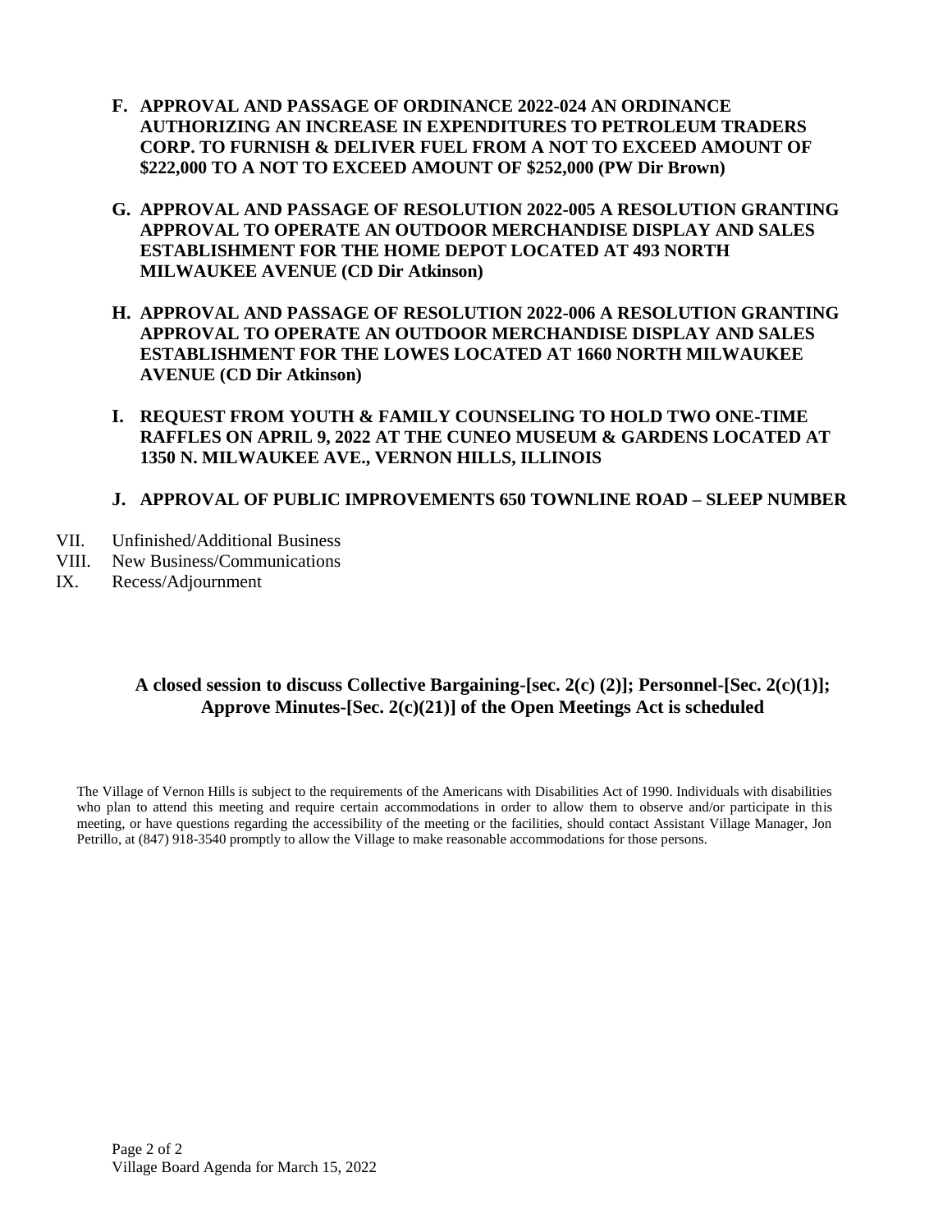F. **APPROVAL AND PASSAGE OF ORDINANCE 2022-024 AN ORDINANCE AUTHORIZING AN INCREASE IN EXPENDITURES TO PETROLEUM TRADERS CORP. TO FURNISH & DELIVER FUEL FROM A NOT TO EXCEED AMOUNT OF $222,000 TO A NOT TO EXCEED AMOUNT OF $252,000 (PW Dir Brown)**

G. **APPROVAL AND PASSAGE OF RESOLUTION 2022-005 A RESOLUTION GRANTING APPROVAL TO OPERATE AN OUTDOOR MERCHANDISE DISPLAY AND SALES ESTABLISHMENT FOR THE HOME DEPOT LOCATED AT 493 NORTH MILWAUKEE AVENUE (CD Dir Atkinson)**

H. **APPROVAL AND PASSAGE OF RESOLUTION 2022-006 A RESOLUTION GRANTING APPROVAL TO OPERATE AN OUTDOOR MERCHANDISE DISPLAY AND SALES ESTABLISHMENT FOR THE LOWES LOCATED AT 1660 NORTH MILWAUKEE AVENUE (CD Dir Atkinson)**

I. **REQUEST FROM YOUTH & FAMILY COUNSELING TO HOLD TWO ONE-TIME RAFFLES ON APRIL 9, 2022 AT THE CUNEO MUSEUM & GARDENS LOCATED AT 1350 N. MILWAUKEE AVE., VERNON HILLS, ILLINOIS**

J. **APPROVAL OF PUBLIC IMPROVEMENTS 650 TOWNLINE ROAD – SLEEP NUMBER**

VII. Unfinished/Additional Business
VIII. New Business/Communications
IX. Recess/Adjournment

**A closed session to discuss Collective Bargaining-[sec. 2(c) (2)]; Personnel-[Sec. 2(c)(1)]; Approve Minutes-[Sec. 2(c)(21)] of the Open Meetings Act is scheduled**

The Village of Vernon Hills is subject to the requirements of the Americans with Disabilities Act of 1990. Individuals with disabilities who plan to attend this meeting and require certain accommodations in order to allow them to observe and/or participate in this meeting, or have questions regarding the accessibility of the meeting or the facilities, should contact Assistant Village Manager, Jon Petrillo, at (847) 918-3540 promptly to allow the Village to make reasonable accommodations for those persons.